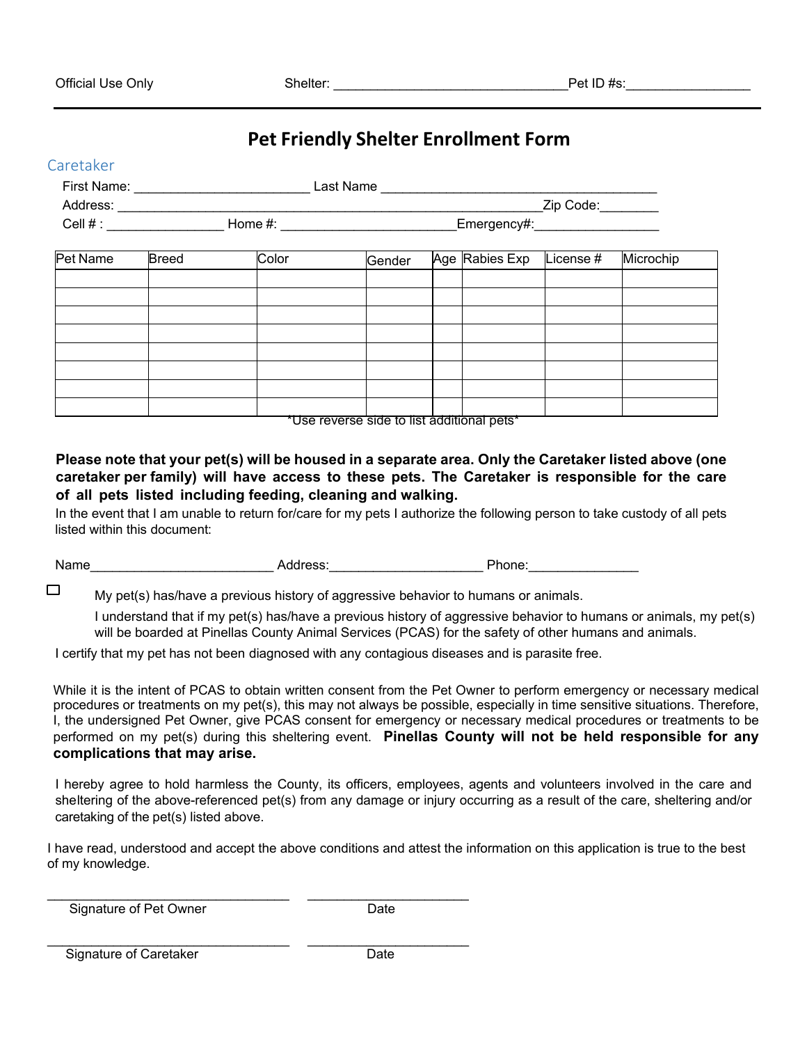Official Use Only Shelter: ________________________________ Pet ID #s: ________________

# Pet Friendly Shelter Enrollment Form

## Caretaker

First Name: _______________________ Last Name ____________________________________

Address: _______________________________________________________ Zip Code: ________

Cell # : _______________ Home #: ______________________ Emergency#: ________________

| Pet Name | Breed | Color | Gender | Age | Rabies Exp | License # | Microchip |
|---|---|---|---|---|---|---|---|
| | | | | | | | |
| | | | | | | | |
| | | | | | | | |
| | | | | | | | |
| | | | | | | | |
| | | | | | | | |
| | | | | | | | |
| | | | | | | | |

*Use reverse side to list additional pets*

**Please note that your pet(s) will be housed in a separate area. Only the Caretaker listed above (one caretaker per family) will have access to these pets. The Caretaker is responsible for the care of all pets listed including feeding, cleaning and walking.**

In the event that I am unable to return for/care for my pets I authorize the following person to take custody of all pets listed within this document:

Name________________________ Address:____________________ Phone:_______________

☐ My pet(s) has/have a previous history of aggressive behavior to humans or animals.

I understand that if my pet(s) has/have a previous history of aggressive behavior to humans or animals, my pet(s) will be boarded at Pinellas County Animal Services (PCAS) for the safety of other humans and animals.

I certify that my pet has not been diagnosed with any contagious diseases and is parasite free.

While it is the intent of PCAS to obtain written consent from the Pet Owner to perform emergency or necessary medical procedures or treatments on my pet(s), this may not always be possible, especially in time sensitive situations. Therefore, I, the undersigned Pet Owner, give PCAS consent for emergency or necessary medical procedures or treatments to be performed on my pet(s) during this sheltering event. **Pinellas County will not be held responsible for any complications that may arise.**

I hereby agree to hold harmless the County, its officers, employees, agents and volunteers involved in the care and sheltering of the above-referenced pet(s) from any damage or injury occurring as a result of the care, sheltering and/or caretaking of the pet(s) listed above.

I have read, understood and accept the above conditions and attest the information on this application is true to the best of my knowledge.

_________________________________ ______________________
Signature of Pet Owner Date

_________________________________ ______________________
Signature of Caretaker Date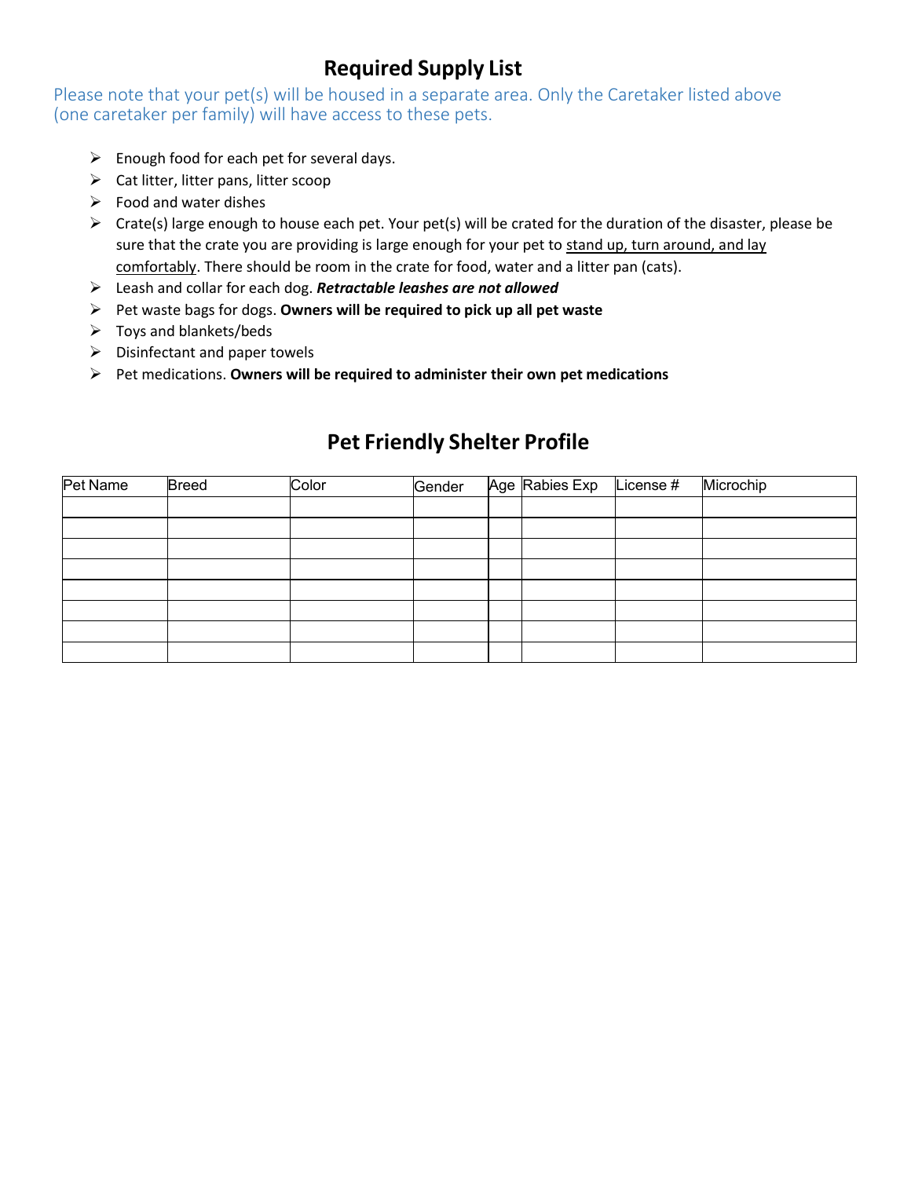## Required Supply List

Please note that your pet(s) will be housed in a separate area. Only the Caretaker listed above (one caretaker per family) will have access to these pets.

- Enough food for each pet for several days.
- Cat litter, litter pans, litter scoop
- Food and water dishes
- Crate(s) large enough to house each pet. Your pet(s) will be crated for the duration of the disaster, please be sure that the crate you are providing is large enough for your pet to stand up, turn around, and lay comfortably. There should be room in the crate for food, water and a litter pan (cats).
- Leash and collar for each dog. ***Retractable leashes are not allowed***
- Pet waste bags for dogs. **Owners will be required to pick up all pet waste**
- Toys and blankets/beds
- Disinfectant and paper towels
- Pet medications. **Owners will be required to administer their own pet medications**

## Pet Friendly Shelter Profile

| Pet Name | Breed | Color | Gender | Age | Rabies Exp | License # | Microchip |
|---|---|---|---|---|---|---|---|
| | | | | | | | |
| | | | | | | | |
| | | | | | | | |
| | | | | | | | |
| | | | | | | | |
| | | | | | | | |
| | | | | | | | |
| | | | | | | | |